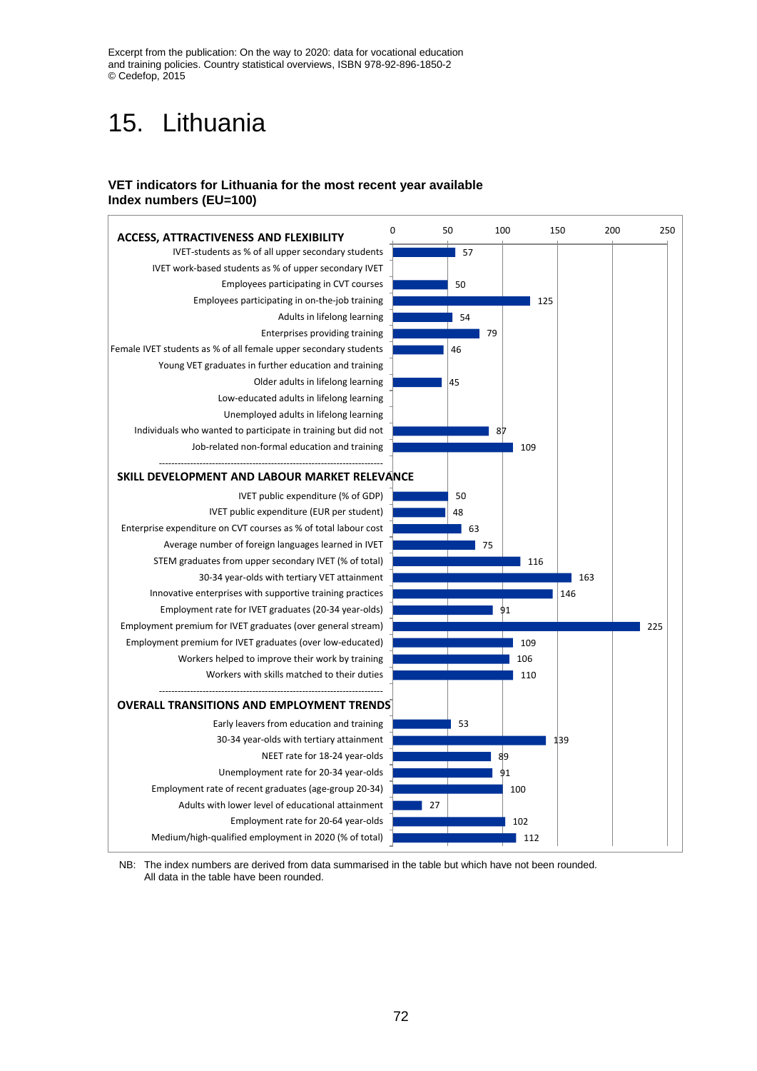Excerpt from the publication: On the way to 2020: data for vocational education and training policies. Country statistical overviews, ISBN 978-92-896-1850-2
© Cedefop, 2015

# 15. Lithuania

**VET indicators for Lithuania for the most recent year available**
**Index numbers (EU=100)**

| Indicator | Index (EU=100) |
|---|---|
| **ACCESS, ATTRACTIVENESS AND FLEXIBILITY** | |
| IVET-students as % of all upper secondary students | 57 |
| IVET work-based students as % of upper secondary IVET | |
| Employees participating in CVT courses | 50 |
| Employees participating in on-the-job training | 125 |
| Adults in lifelong learning | 54 |
| Enterprises providing training | 79 |
| Female IVET students as % of all female upper secondary students | 46 |
| Young VET graduates in further education and training | |
| Older adults in lifelong learning | 45 |
| Low-educated adults in lifelong learning | |
| Unemployed adults in lifelong learning | |
| Individuals who wanted to participate in training but did not | 87 |
| Job-related non-formal education and training | 109 |
| **SKILL DEVELOPMENT AND LABOUR MARKET RELEVANCE** | |
| IVET public expenditure (% of GDP) | 50 |
| IVET public expenditure (EUR per student) | 48 |
| Enterprise expenditure on CVT courses as % of total labour cost | 63 |
| Average number of foreign languages learned in IVET | 75 |
| STEM graduates from upper secondary IVET (% of total) | 116 |
| 30-34 year-olds with tertiary VET attainment | 163 |
| Innovative enterprises with supportive training practices | 146 |
| Employment rate for IVET graduates (20-34 year-olds) | 91 |
| Employment premium for IVET graduates (over general stream) | 225 |
| Employment premium for IVET graduates (over low-educated) | 109 |
| Workers helped to improve their work by training | 106 |
| Workers with skills matched to their duties | 110 |
| **OVERALL TRANSITIONS AND EMPLOYMENT TRENDS** | |
| Early leavers from education and training | 53 |
| 30-34 year-olds with tertiary attainment | 139 |
| NEET rate for 18-24 year-olds | 89 |
| Unemployment rate for 20-34 year-olds | 91 |
| Employment rate of recent graduates (age-group 20-34) | 100 |
| Adults with lower level of educational attainment | 27 |
| Employment rate for 20-64 year-olds | 102 |
| Medium/high-qualified employment in 2020 (% of total) | 112 |

NB: The index numbers are derived from data summarised in the table but which have not been rounded. All data in the table have been rounded.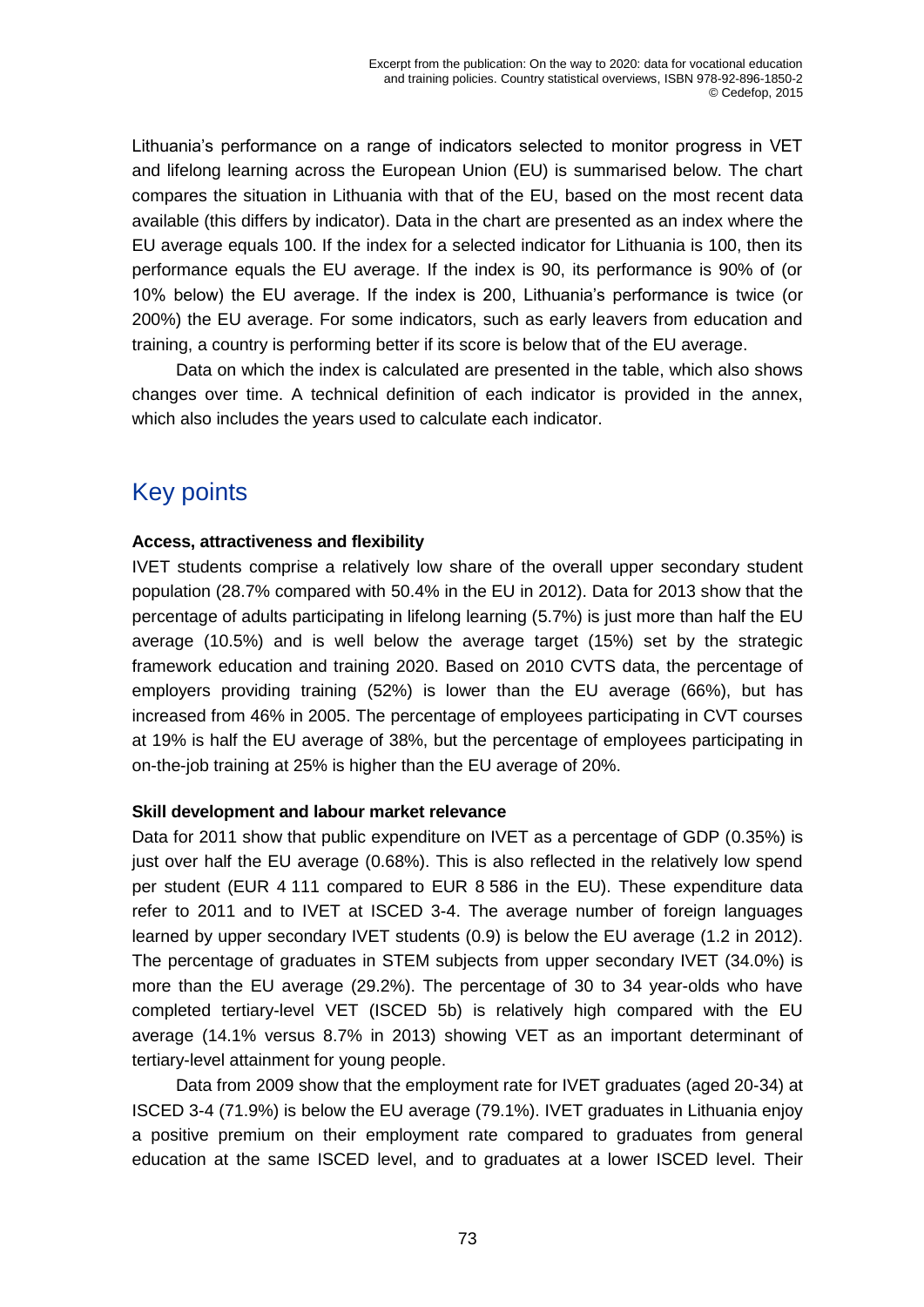Lithuania's performance on a range of indicators selected to monitor progress in VET and lifelong learning across the European Union (EU) is summarised below. The chart compares the situation in Lithuania with that of the EU, based on the most recent data available (this differs by indicator). Data in the chart are presented as an index where the EU average equals 100. If the index for a selected indicator for Lithuania is 100, then its performance equals the EU average. If the index is 90, its performance is 90% of (or 10% below) the EU average. If the index is 200, Lithuania's performance is twice (or 200%) the EU average. For some indicators, such as early leavers from education and training, a country is performing better if its score is below that of the EU average.

Data on which the index is calculated are presented in the table, which also shows changes over time. A technical definition of each indicator is provided in the annex, which also includes the years used to calculate each indicator.

## Key points

**Access, attractiveness and flexibility**

IVET students comprise a relatively low share of the overall upper secondary student population (28.7% compared with 50.4% in the EU in 2012). Data for 2013 show that the percentage of adults participating in lifelong learning (5.7%) is just more than half the EU average (10.5%) and is well below the average target (15%) set by the strategic framework education and training 2020. Based on 2010 CVTS data, the percentage of employers providing training (52%) is lower than the EU average (66%), but has increased from 46% in 2005. The percentage of employees participating in CVT courses at 19% is half the EU average of 38%, but the percentage of employees participating in on-the-job training at 25% is higher than the EU average of 20%.

**Skill development and labour market relevance**

Data for 2011 show that public expenditure on IVET as a percentage of GDP (0.35%) is just over half the EU average (0.68%). This is also reflected in the relatively low spend per student (EUR 4 111 compared to EUR 8 586 in the EU). These expenditure data refer to 2011 and to IVET at ISCED 3-4. The average number of foreign languages learned by upper secondary IVET students (0.9) is below the EU average (1.2 in 2012). The percentage of graduates in STEM subjects from upper secondary IVET (34.0%) is more than the EU average (29.2%). The percentage of 30 to 34 year-olds who have completed tertiary-level VET (ISCED 5b) is relatively high compared with the EU average (14.1% versus 8.7% in 2013) showing VET as an important determinant of tertiary-level attainment for young people.

Data from 2009 show that the employment rate for IVET graduates (aged 20-34) at ISCED 3-4 (71.9%) is below the EU average (79.1%). IVET graduates in Lithuania enjoy a positive premium on their employment rate compared to graduates from general education at the same ISCED level, and to graduates at a lower ISCED level. Their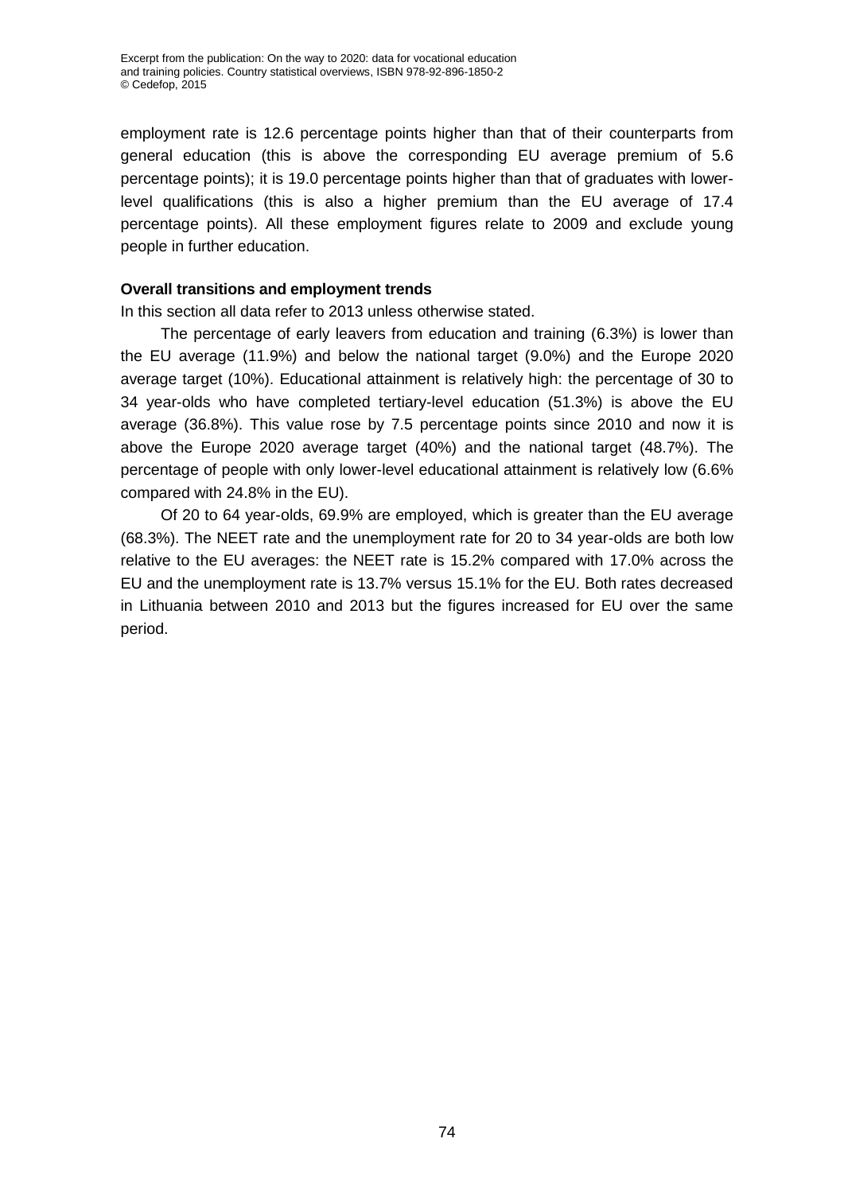employment rate is 12.6 percentage points higher than that of their counterparts from general education (this is above the corresponding EU average premium of 5.6 percentage points); it is 19.0 percentage points higher than that of graduates with lower-level qualifications (this is also a higher premium than the EU average of 17.4 percentage points). All these employment figures relate to 2009 and exclude young people in further education.

**Overall transitions and employment trends**

In this section all data refer to 2013 unless otherwise stated.

The percentage of early leavers from education and training (6.3%) is lower than the EU average (11.9%) and below the national target (9.0%) and the Europe 2020 average target (10%). Educational attainment is relatively high: the percentage of 30 to 34 year-olds who have completed tertiary-level education (51.3%) is above the EU average (36.8%). This value rose by 7.5 percentage points since 2010 and now it is above the Europe 2020 average target (40%) and the national target (48.7%). The percentage of people with only lower-level educational attainment is relatively low (6.6% compared with 24.8% in the EU).

Of 20 to 64 year-olds, 69.9% are employed, which is greater than the EU average (68.3%). The NEET rate and the unemployment rate for 20 to 34 year-olds are both low relative to the EU averages: the NEET rate is 15.2% compared with 17.0% across the EU and the unemployment rate is 13.7% versus 15.1% for the EU. Both rates decreased in Lithuania between 2010 and 2013 but the figures increased for EU over the same period.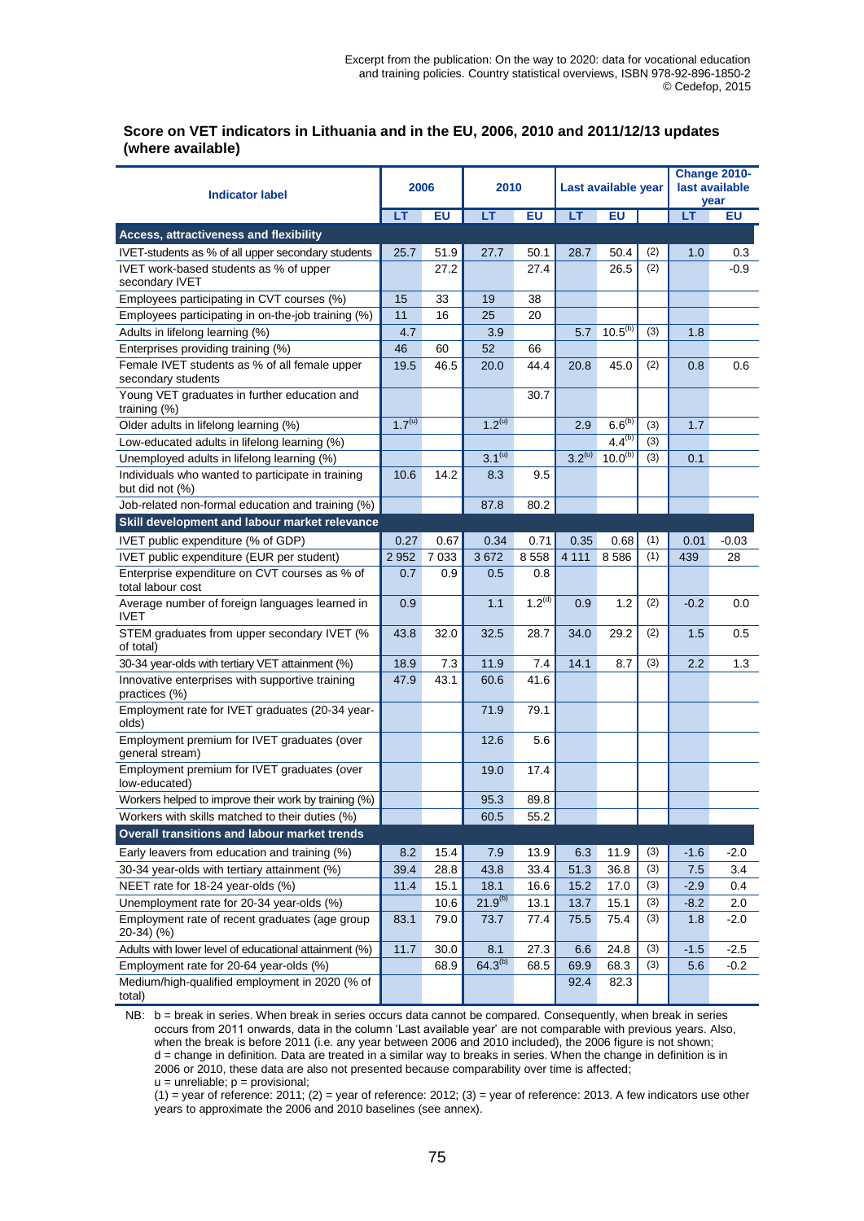Excerpt from the publication: On the way to 2020: data for vocational education and training policies. Country statistical overviews, ISBN 978-92-896-1850-2
© Cedefop, 2015

## Score on VET indicators in Lithuania and in the EU, 2006, 2010 and 2011/12/13 updates (where available)

| Indicator label | 2006 | | 2010 | | Last available year | | | Change 2010-last available year | |
|---|---|---|---|---|---|---|---|---|---|
| | LT | EU | LT | EU | LT | EU | | LT | EU |
| **Access, attractiveness and flexibility** | | | | | | | | | |
| IVET-students as % of all upper secondary students | 25.7 | 51.9 | 27.7 | 50.1 | 28.7 | 50.4 | (2) | 1.0 | 0.3 |
| IVET work-based students as % of upper secondary IVET | | 27.2 | | 27.4 | | 26.5 | (2) | | -0.9 |
| Employees participating in CVT courses (%) | 15 | 33 | 19 | 38 | | | | | |
| Employees participating in on-the-job training (%) | 11 | 16 | 25 | 20 | | | | | |
| Adults in lifelong learning (%) | 4.7 | | 3.9 | | 5.7 | 10.5(b) | (3) | 1.8 | |
| Enterprises providing training (%) | 46 | 60 | 52 | 66 | | | | | |
| Female IVET students as % of all female upper secondary students | 19.5 | 46.5 | 20.0 | 44.4 | 20.8 | 45.0 | (2) | 0.8 | 0.6 |
| Young VET graduates in further education and training (%) | | | | 30.7 | | | | | |
| Older adults in lifelong learning (%) | 1.7(u) | | 1.2(u) | | 2.9 | 6.6(b) | (3) | 1.7 | |
| Low-educated adults in lifelong learning (%) | | | | | | 4.4(b) | (3) | | |
| Unemployed adults in lifelong learning (%) | | | 3.1(u) | | 3.2(u) | 10.0(b) | (3) | 0.1 | |
| Individuals who wanted to participate in training but did not (%) | 10.6 | 14.2 | 8.3 | 9.5 | | | | | |
| Job-related non-formal education and training (%) | | | 87.8 | 80.2 | | | | | |
| **Skill development and labour market relevance** | | | | | | | | | |
| IVET public expenditure (% of GDP) | 0.27 | 0.67 | 0.34 | 0.71 | 0.35 | 0.68 | (1) | 0.01 | -0.03 |
| IVET public expenditure (EUR per student) | 2 952 | 7 033 | 3 672 | 8 558 | 4 111 | 8 586 | (1) | 439 | 28 |
| Enterprise expenditure on CVT courses as % of total labour cost | 0.7 | 0.9 | 0.5 | 0.8 | | | | | |
| Average number of foreign languages learned in IVET | 0.9 | | 1.1 | 1.2(d) | 0.9 | 1.2 | (2) | -0.2 | 0.0 |
| STEM graduates from upper secondary IVET (% of total) | 43.8 | 32.0 | 32.5 | 28.7 | 34.0 | 29.2 | (2) | 1.5 | 0.5 |
| 30-34 year-olds with tertiary VET attainment (%) | 18.9 | 7.3 | 11.9 | 7.4 | 14.1 | 8.7 | (3) | 2.2 | 1.3 |
| Innovative enterprises with supportive training practices (%) | 47.9 | 43.1 | 60.6 | 41.6 | | | | | |
| Employment rate for IVET graduates (20-34 year-olds) | | | 71.9 | 79.1 | | | | | |
| Employment premium for IVET graduates (over general stream) | | | 12.6 | 5.6 | | | | | |
| Employment premium for IVET graduates (over low-educated) | | | 19.0 | 17.4 | | | | | |
| Workers helped to improve their work by training (%) | | | 95.3 | 89.8 | | | | | |
| Workers with skills matched to their duties (%) | | | 60.5 | 55.2 | | | | | |
| **Overall transitions and labour market trends** | | | | | | | | | |
| Early leavers from education and training (%) | 8.2 | 15.4 | 7.9 | 13.9 | 6.3 | 11.9 | (3) | -1.6 | -2.0 |
| 30-34 year-olds with tertiary attainment (%) | 39.4 | 28.8 | 43.8 | 33.4 | 51.3 | 36.8 | (3) | 7.5 | 3.4 |
| NEET rate for 18-24 year-olds (%) | 11.4 | 15.1 | 18.1 | 16.6 | 15.2 | 17.0 | (3) | -2.9 | 0.4 |
| Unemployment rate for 20-34 year-olds (%) | | 10.6 | 21.9(b) | 13.1 | 13.7 | 15.1 | (3) | -8.2 | 2.0 |
| Employment rate of recent graduates (age group 20-34) (%) | 83.1 | 79.0 | 73.7 | 77.4 | 75.5 | 75.4 | (3) | 1.8 | -2.0 |
| Adults with lower level of educational attainment (%) | 11.7 | 30.0 | 8.1 | 27.3 | 6.6 | 24.8 | (3) | -1.5 | -2.5 |
| Employment rate for 20-64 year-olds (%) | | 68.9 | 64.3(b) | 68.5 | 69.9 | 68.3 | (3) | 5.6 | -0.2 |
| Medium/high-qualified employment in 2020 (% of total) | | | | | 92.4 | 82.3 | | | |

NB: b = break in series. When break in series occurs data cannot be compared. Consequently, when break in series occurs from 2011 onwards, data in the column 'Last available year' are not comparable with previous years. Also, when the break is before 2011 (i.e. any year between 2006 and 2010 included), the 2006 figure is not shown; d = change in definition. Data are treated in a similar way to breaks in series. When the change in definition is in 2006 or 2010, these data are also not presented because comparability over time is affected;
u = unreliable; p = provisional;
(1) = year of reference: 2011; (2) = year of reference: 2012; (3) = year of reference: 2013. A few indicators use other years to approximate the 2006 and 2010 baselines (see annex).